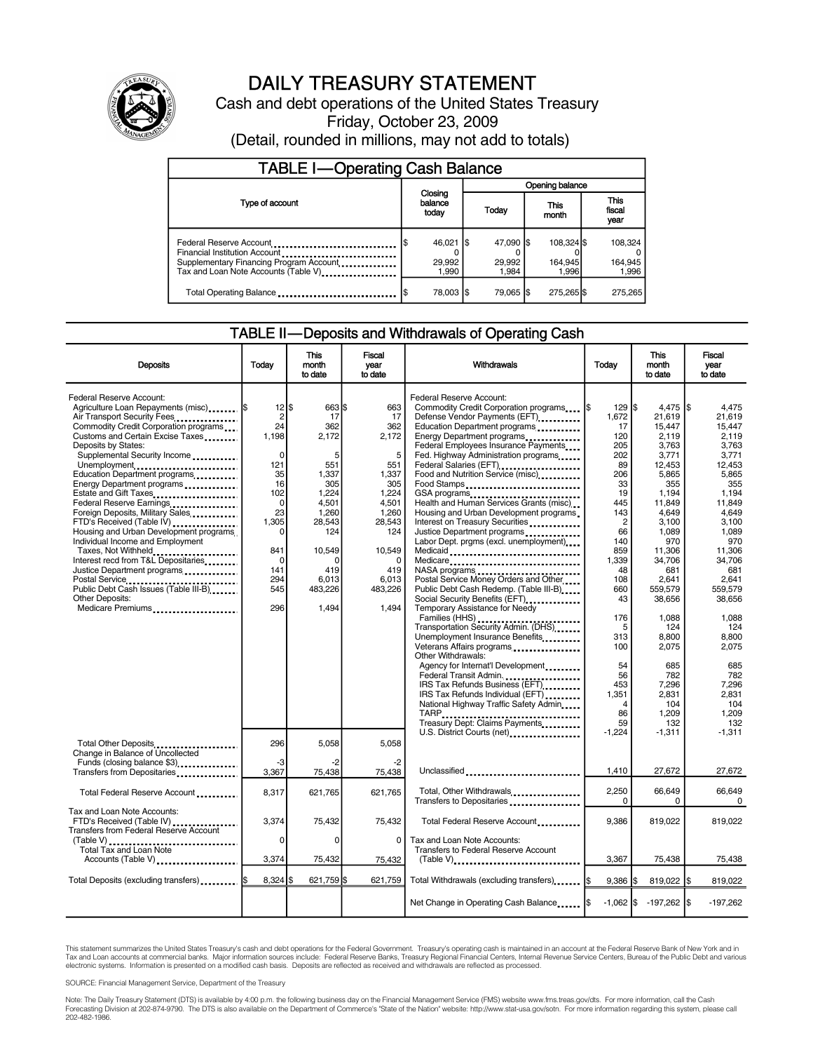# DAILY TREASURY STATEMENT

Cash and debt operations of the United States Treasury

Friday, October 23, 2009

(Detail, rounded in millions, may not add to totals)

## TABLE I—Operating Cash Balance

| Type of account | Closing balance today | Opening balance Today | Opening balance This month | Opening balance This fiscal year |
|---|---|---|---|---|
| Federal Reserve Account | $ 46,021 | $ 47,090 | $ 108,324 | $ 108,324 |
| Financial Institution Account | 0 | 0 | 0 | 0 |
| Supplementary Financing Program Account | 29,992 | 29,992 | 164,945 | 164,945 |
| Tax and Loan Note Accounts (Table V) | 1,990 | 1,984 | 1,996 | 1,996 |
| Total Operating Balance | $ 78,003 | $ 79,065 | $ 275,265 | $ 275,265 |

## TABLE II—Deposits and Withdrawals of Operating Cash

| Deposits | Today | This month to date | Fiscal year to date |
|---|---|---|---|
| Federal Reserve Account: | | | |
| Agriculture Loan Repayments (misc) | $ 12 | $ 663 | $ 663 |
| Air Transport Security Fees | 2 | 17 | 17 |
| Commodity Credit Corporation programs | 24 | 362 | 362 |
| Customs and Certain Excise Taxes | 1,198 | 2,172 | 2,172 |
| Deposits by States: | | | |
| Supplemental Security Income | 0 | 5 | 5 |
| Unemployment | 121 | 551 | 551 |
| Education Department programs | 35 | 1,337 | 1,337 |
| Energy Department programs | 16 | 305 | 305 |
| Estate and Gift Taxes | 102 | 1,224 | 1,224 |
| Federal Reserve Earnings | 0 | 4,501 | 4,501 |
| Foreign Deposits, Military Sales | 23 | 1,260 | 1,260 |
| FTD's Received (Table IV) | 1,305 | 28,543 | 28,543 |
| Housing and Urban Development programs | 0 | 124 | 124 |
| Individual Income and Employment Taxes, Not Withheld | 841 | 10,549 | 10,549 |
| Interest recd from T&L Depositaries | 0 | 0 | 0 |
| Justice Department programs | 141 | 419 | 419 |
| Postal Service | 294 | 6,013 | 6,013 |
| Public Debt Cash Issues (Table III-B) | 545 | 483,226 | 483,226 |
| Other Deposits: | | | |
| Medicare Premiums | 296 | 1,494 | 1,494 |
| Total Other Deposits | 296 | 5,058 | 5,058 |
| Change in Balance of Uncollected Funds (closing balance $3) | -3 | -2 | -2 |
| Transfers from Depositaries | 3,367 | 75,438 | 75,438 |
| Total Federal Reserve Account | 8,317 | 621,765 | 621,765 |
| Tax and Loan Note Accounts: | | | |
| FTD's Received (Table IV) | 3,374 | 75,432 | 75,432 |
| Transfers from Federal Reserve Account (Table V) | 0 | 0 | 0 |
| Total Tax and Loan Note Accounts (Table V) | 3,374 | 75,432 | 75,432 |
| Total Deposits (excluding transfers) | $ 8,324 | $ 621,759 | $ 621,759 |

| Withdrawals | Today | This month to date | Fiscal year to date |
|---|---|---|---|
| Federal Reserve Account: | | | |
| Commodity Credit Corporation programs | $ 129 | $ 4,475 | $ 4,475 |
| Defense Vendor Payments (EFT) | 1,672 | 21,619 | 21,619 |
| Education Department programs | 17 | 15,447 | 15,447 |
| Energy Department programs | 120 | 2,119 | 2,119 |
| Federal Employees Insurance Payments | 205 | 3,763 | 3,763 |
| Fed. Highway Administration programs | 202 | 3,771 | 3,771 |
| Federal Salaries (EFT) | 89 | 12,453 | 12,453 |
| Food and Nutrition Service (misc) | 206 | 5,865 | 5,865 |
| Food Stamps | 33 | 355 | 355 |
| GSA programs | 19 | 1,194 | 1,194 |
| Health and Human Services Grants (misc) | 445 | 11,849 | 11,849 |
| Housing and Urban Development programs | 143 | 4,649 | 4,649 |
| Interest on Treasury Securities | 2 | 3,100 | 3,100 |
| Justice Department programs | 66 | 1,089 | 1,089 |
| Labor Dept. prgms (excl. unemployment) | 140 | 970 | 970 |
| Medicaid | 859 | 11,306 | 11,306 |
| Medicare | 1,339 | 34,706 | 34,706 |
| NASA programs | 48 | 681 | 681 |
| Postal Service Money Orders and Other | 108 | 2,641 | 2,641 |
| Public Debt Cash Redemp. (Table III-B) | 660 | 559,579 | 559,579 |
| Social Security Benefits (EFT) | 43 | 38,656 | 38,656 |
| Temporary Assistance for Needy Families (HHS) | 176 | 1,088 | 1,088 |
| Transportation Security Admin. (DHS) | 5 | 124 | 124 |
| Unemployment Insurance Benefits | 313 | 8,800 | 8,800 |
| Veterans Affairs programs | 100 | 2,075 | 2,075 |
| Other Withdrawals: | | | |
| Agency for Internat'l Development | 54 | 685 | 685 |
| Federal Transit Admin. | 56 | 782 | 782 |
| IRS Tax Refunds Business (EFT) | 453 | 7,296 | 7,296 |
| IRS Tax Refunds Individual (EFT) | 1,351 | 2,831 | 2,831 |
| National Highway Traffic Safety Admin | 4 | 104 | 104 |
| TARP | 86 | 1,209 | 1,209 |
| Treasury Dept: Claims Payments | 59 | 132 | 132 |
| U.S. District Courts (net) | -1,224 | -1,311 | -1,311 |
| Unclassified | 1,410 | 27,672 | 27,672 |
| Total, Other Withdrawals | 2,250 | 66,649 | 66,649 |
| Transfers to Depositaries | 0 | 0 | 0 |
| Total Federal Reserve Account | 9,386 | 819,022 | 819,022 |
| Tax and Loan Note Accounts: | | | |
| Transfers to Federal Reserve Account (Table V) | 3,367 | 75,438 | 75,438 |
| Total Withdrawals (excluding transfers) | $ 9,386 | $ 819,022 | $ 819,022 |
| Net Change in Operating Cash Balance | $ -1,062 | $ -197,262 | $ -197,262 |

This statement summarizes the United States Treasury's cash and debt operations for the Federal Government. Treasury's operating cash is maintained in an account at the Federal Reserve Bank of New York and in Tax and Loan accounts at commercial banks. Major information sources include: Federal Reserve Banks, Treasury Regional Financial Centers, Internal Revenue Service Centers, Bureau of the Public Debt and various electronic systems. Information is presented on a modified cash basis. Deposits are reflected as received and withdrawals are reflected as processed.

SOURCE: Financial Management Service, Department of the Treasury

Note: The Daily Treasury Statement (DTS) is available by 4:00 p.m. the following business day on the Financial Management Service (FMS) website www.fms.treas.gov/dts. For more information, call the Cash Forecasting Division at 202-874-9790. The DTS is also available on the Department of Commerce's "State of the Nation" website: http://www.stat-usa.gov/sotn. For more information regarding this system, please call 202-482-1986.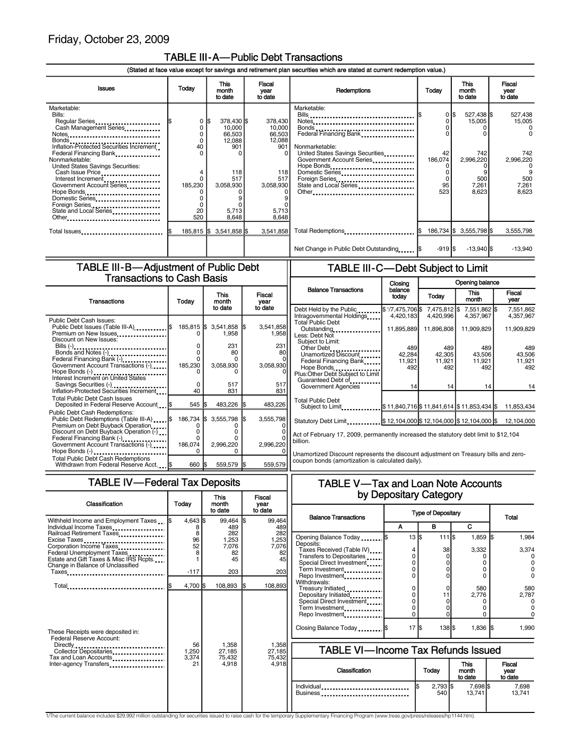Friday, October 23, 2009

## TABLE III-A—Public Debt Transactions

(Stated at face value except for savings and retirement plan securities which are stated at current redemption value.)

| Issues | Today | This month to date | Fiscal year to date |
|---|---|---|---|
| Marketable: | | | |
| Bills: | | | |
| Regular Series | $ 0 | $ 378,430 | $ 378,430 |
| Cash Management Series | 0 | 10,000 | 10,000 |
| Notes | 0 | 66,503 | 66,503 |
| Bonds | 0 | 12,088 | 12,088 |
| Inflation-Protected Securities Increment | 40 | 901 | 901 |
| Federal Financing Bank | 0 | 0 | 0 |
| Nonmarketable: | | | |
| United States Savings Securities: | | | |
| Cash Issue Price | 4 | 118 | 118 |
| Interest Increment | 0 | 517 | 517 |
| Government Account Series | 185,230 | 3,058,930 | 3,058,930 |
| Hope Bonds | 0 | 0 | 0 |
| Domestic Series | 0 | 9 | 9 |
| Foreign Series | 0 | 0 | 0 |
| State and Local Series | 20 | 5,713 | 5,713 |
| Other | 520 | 8,648 | 8,648 |
| Total Issues | $ 185,815 | $ 3,541,858 | $ 3,541,858 |

| Redemptions | Today | This month to date | Fiscal year to date |
|---|---|---|---|
| Marketable: | | | |
| Bills | $ 0 | $ 527,438 | $ 527,438 |
| Notes | 0 | 15,005 | 15,005 |
| Bonds | 0 | 0 | 0 |
| Federal Financing Bank | 0 | 0 | 0 |
| Nonmarketable: | | | |
| United States Savings Securities | 42 | 742 | 742 |
| Government Account Series | 186,074 | 2,996,220 | 2,996,220 |
| Hope Bonds | 0 | 0 | 0 |
| Domestic Series | 0 | 9 | 9 |
| Foreign Series | 0 | 500 | 500 |
| State and Local Series | 95 | 7,261 | 7,261 |
| Other | 523 | 8,623 | 8,623 |
| Total Redemptions | $ 186,734 | $ 3,555,798 | $ 3,555,798 |
| Net Change in Public Debt Outstanding | $ -919 | $ -13,940 | $ -13,940 |

## TABLE III-B—Adjustment of Public Debt Transactions to Cash Basis

| Transactions | Today | This month to date | Fiscal year to date |
|---|---|---|---|
| Public Debt Cash Issues: | | | |
| Public Debt Issues (Table III-A) | $ 185,815 | $ 3,541,858 | $ 3,541,858 |
| Premium on New Issues | 0 | 1,958 | 1,958 |
| Discount on New Issues: | | | |
| Bills (-) | 0 | 231 | 231 |
| Bonds and Notes (-) | 0 | 80 | 80 |
| Federal Financing Bank (-) | 0 | 0 | 0 |
| Government Account Transactions (-) | 185,230 | 3,058,930 | 3,058,930 |
| Hope Bonds (-) | 0 | 0 | 0 |
| Interest Increment on United States Savings Securities (-) | 0 | 517 | 517 |
| Inflation-Protected Securities Increment | 40 | 831 | 831 |
| Total Public Debt Cash Issues Deposited in Federal Reserve Account | $ 545 | $ 483,226 | $ 483,226 |
| Public Debt Cash Redemptions: | | | |
| Public Debt Redemptions (Table III-A) | $ 186,734 | $ 3,555,798 | $ 3,555,798 |
| Premium on Debt Buyback Operation | 0 | 0 | 0 |
| Discount on Debt Buyback Operation (-) | 0 | 0 | 0 |
| Federal Financing Bank (-) | 0 | 0 | 0 |
| Government Account Transactions (-) | 186,074 | 2,996,220 | 2,996,220 |
| Hope Bonds (-) | 0 | 0 | 0 |
| Total Public Debt Cash Redemptions Withdrawn from Federal Reserve Acct. | $ 660 | $ 559,579 | $ 559,579 |

## TABLE III-C—Debt Subject to Limit

| Balance Transactions | Closing balance today | Opening balance Today | Opening balance This month | Opening balance Fiscal year |
|---|---|---|---|---|
| Debt Held by the Public | $ 1/7,475,706 | $ 7,475,812 | $ 7,551,862 | $ 7,551,862 |
| Intragovernmental Holdings | 4,420,183 | 4,420,996 | 4,357,967 | 4,357,967 |
| Total Public Debt Outstanding | 11,895,889 | 11,896,808 | 11,909,829 | 11,909,829 |
| Less: Debt Not Subject to Limit: | | | | |
| Other Debt | 489 | 489 | 489 | 489 |
| Unamortized Discount | 42,284 | 42,305 | 43,506 | 43,506 |
| Federal Financing Bank | 11,921 | 11,921 | 11,921 | 11,921 |
| Hope Bonds | 492 | 492 | 492 | 492 |
| Plus: Other Debt Subject to Limit | | | | |
| Guaranteed Debt of Government Agencies | 14 | 14 | 14 | 14 |
| Total Public Debt Subject to Limit | $ 11,840,716 | $ 11,841,614 | $ 11,853,434 | $ 11,853,434 |
| Statutory Debt Limit | $ 12,104,000 | $ 12,104,000 | $ 12,104,000 | $ 12,104,000 |

Act of February 17, 2009, permanently increased the statutory debt limit to $12,104 billion.

Unamortized Discount represents the discount adjustment on Treasury bills and zero-coupon bonds (amortization is calculated daily).

## TABLE IV—Federal Tax Deposits

| Classification | Today | This month to date | Fiscal year to date |
|---|---|---|---|
| Withheld Income and Employment Taxes | $ 4,643 | $ 99,464 | $ 99,464 |
| Individual Income Taxes | 8 | 489 | 489 |
| Railroad Retirement Taxes | 8 | 282 | 282 |
| Excise Taxes | 96 | 1,253 | 1,253 |
| Corporation Income Taxes | 52 | 7,076 | 7,076 |
| Federal Unemployment Taxes | 8 | 82 | 82 |
| Estate and Gift Taxes & Misc IRS Rcpts. | 1 | 45 | 45 |
| Change in Balance of Unclassified Taxes | -117 | 203 | 203 |
| Total | $ 4,700 | $ 108,893 | $ 108,893 |
| These Receipts were deposited in: | | | |
| Federal Reserve Account: | | | |
| Directly | 56 | 1,358 | 1,358 |
| Collector Depositaries | 1,250 | 27,185 | 27,185 |
| Tax and Loan Accounts | 3,374 | 75,432 | 75,432 |
| Inter-agency Transfers | 21 | 4,918 | 4,918 |

## TABLE V—Tax and Loan Note Accounts by Depositary Category

| Balance Transactions | Type of Depositary A | Type of Depositary B | Type of Depositary C | Total |
|---|---|---|---|---|
| Opening Balance Today | $ 13 | $ 111 | $ 1,859 | $ 1,984 |
| Deposits: | | | | |
| Taxes Received (Table IV) | 4 | 38 | 3,332 | 3,374 |
| Transfers to Depositaries | 0 | 0 | 0 | 0 |
| Special Direct Investment | 0 | 0 | 0 | 0 |
| Term Investment | 0 | 0 | 0 | 0 |
| Repo Investment | 0 | 0 | 0 | 0 |
| Withdrawals: | | | | |
| Treasury Initiated | 0 | 0 | 580 | 580 |
| Depositary Initiated | 0 | 11 | 2,776 | 2,787 |
| Special Direct Investment | 0 | 0 | 0 | 0 |
| Term Investment | 0 | 0 | 0 | 0 |
| Repo Investment | 0 | 0 | 0 | 0 |
| Closing Balance Today | $ 17 | $ 138 | $ 1,836 | $ 1,990 |

## TABLE VI—Income Tax Refunds Issued

| Classification | Today | This month to date | Fiscal year to date |
|---|---|---|---|
| Individual | $ 2,793 | $ 7,698 | $ 7,698 |
| Business | 540 | 13,741 | 13,741 |

1/The current balance includes $29,992 million outstanding for securities issued to raise cash for the temporary Supplementary Financing Program (www.treas.gov/press/releases/hp1144.htm).